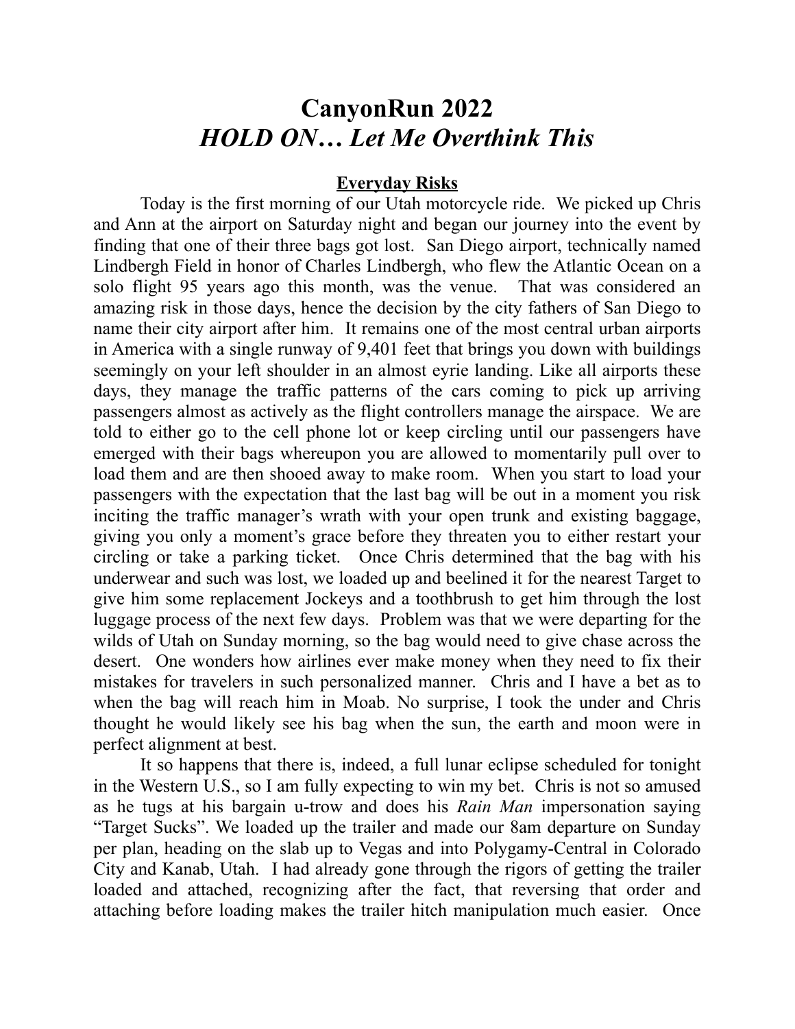# CanyonRun 2022
# *HOLD ON… Let Me Overthink This*

## Everyday Risks

Today is the first morning of our Utah motorcycle ride. We picked up Chris and Ann at the airport on Saturday night and began our journey into the event by finding that one of their three bags got lost. San Diego airport, technically named Lindbergh Field in honor of Charles Lindbergh, who flew the Atlantic Ocean on a solo flight 95 years ago this month, was the venue. That was considered an amazing risk in those days, hence the decision by the city fathers of San Diego to name their city airport after him. It remains one of the most central urban airports in America with a single runway of 9,401 feet that brings you down with buildings seemingly on your left shoulder in an almost eyrie landing. Like all airports these days, they manage the traffic patterns of the cars coming to pick up arriving passengers almost as actively as the flight controllers manage the airspace. We are told to either go to the cell phone lot or keep circling until our passengers have emerged with their bags whereupon you are allowed to momentarily pull over to load them and are then shooed away to make room. When you start to load your passengers with the expectation that the last bag will be out in a moment you risk inciting the traffic manager's wrath with your open trunk and existing baggage, giving you only a moment's grace before they threaten you to either restart your circling or take a parking ticket. Once Chris determined that the bag with his underwear and such was lost, we loaded up and beelined it for the nearest Target to give him some replacement Jockeys and a toothbrush to get him through the lost luggage process of the next few days. Problem was that we were departing for the wilds of Utah on Sunday morning, so the bag would need to give chase across the desert. One wonders how airlines ever make money when they need to fix their mistakes for travelers in such personalized manner. Chris and I have a bet as to when the bag will reach him in Moab. No surprise, I took the under and Chris thought he would likely see his bag when the sun, the earth and moon were in perfect alignment at best.

It so happens that there is, indeed, a full lunar eclipse scheduled for tonight in the Western U.S., so I am fully expecting to win my bet. Chris is not so amused as he tugs at his bargain u-trow and does his *Rain Man* impersonation saying "Target Sucks". We loaded up the trailer and made our 8am departure on Sunday per plan, heading on the slab up to Vegas and into Polygamy-Central in Colorado City and Kanab, Utah. I had already gone through the rigors of getting the trailer loaded and attached, recognizing after the fact, that reversing that order and attaching before loading makes the trailer hitch manipulation much easier. Once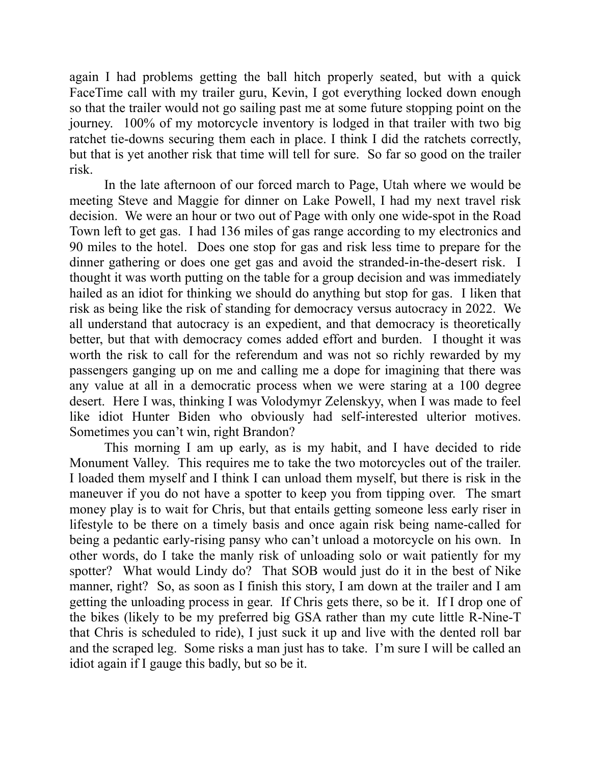again I had problems getting the ball hitch properly seated, but with a quick FaceTime call with my trailer guru, Kevin, I got everything locked down enough so that the trailer would not go sailing past me at some future stopping point on the journey. 100% of my motorcycle inventory is lodged in that trailer with two big ratchet tie-downs securing them each in place. I think I did the ratchets correctly, but that is yet another risk that time will tell for sure. So far so good on the trailer risk.

In the late afternoon of our forced march to Page, Utah where we would be meeting Steve and Maggie for dinner on Lake Powell, I had my next travel risk decision. We were an hour or two out of Page with only one wide-spot in the Road Town left to get gas. I had 136 miles of gas range according to my electronics and 90 miles to the hotel. Does one stop for gas and risk less time to prepare for the dinner gathering or does one get gas and avoid the stranded-in-the-desert risk. I thought it was worth putting on the table for a group decision and was immediately hailed as an idiot for thinking we should do anything but stop for gas. I liken that risk as being like the risk of standing for democracy versus autocracy in 2022. We all understand that autocracy is an expedient, and that democracy is theoretically better, but that with democracy comes added effort and burden. I thought it was worth the risk to call for the referendum and was not so richly rewarded by my passengers ganging up on me and calling me a dope for imagining that there was any value at all in a democratic process when we were staring at a 100 degree desert. Here I was, thinking I was Volodymyr Zelenskyy, when I was made to feel like idiot Hunter Biden who obviously had self-interested ulterior motives. Sometimes you can't win, right Brandon?

This morning I am up early, as is my habit, and I have decided to ride Monument Valley. This requires me to take the two motorcycles out of the trailer. I loaded them myself and I think I can unload them myself, but there is risk in the maneuver if you do not have a spotter to keep you from tipping over. The smart money play is to wait for Chris, but that entails getting someone less early riser in lifestyle to be there on a timely basis and once again risk being name-called for being a pedantic early-rising pansy who can't unload a motorcycle on his own. In other words, do I take the manly risk of unloading solo or wait patiently for my spotter? What would Lindy do? That SOB would just do it in the best of Nike manner, right? So, as soon as I finish this story, I am down at the trailer and I am getting the unloading process in gear. If Chris gets there, so be it. If I drop one of the bikes (likely to be my preferred big GSA rather than my cute little R-Nine-T that Chris is scheduled to ride), I just suck it up and live with the dented roll bar and the scraped leg. Some risks a man just has to take. I'm sure I will be called an idiot again if I gauge this badly, but so be it.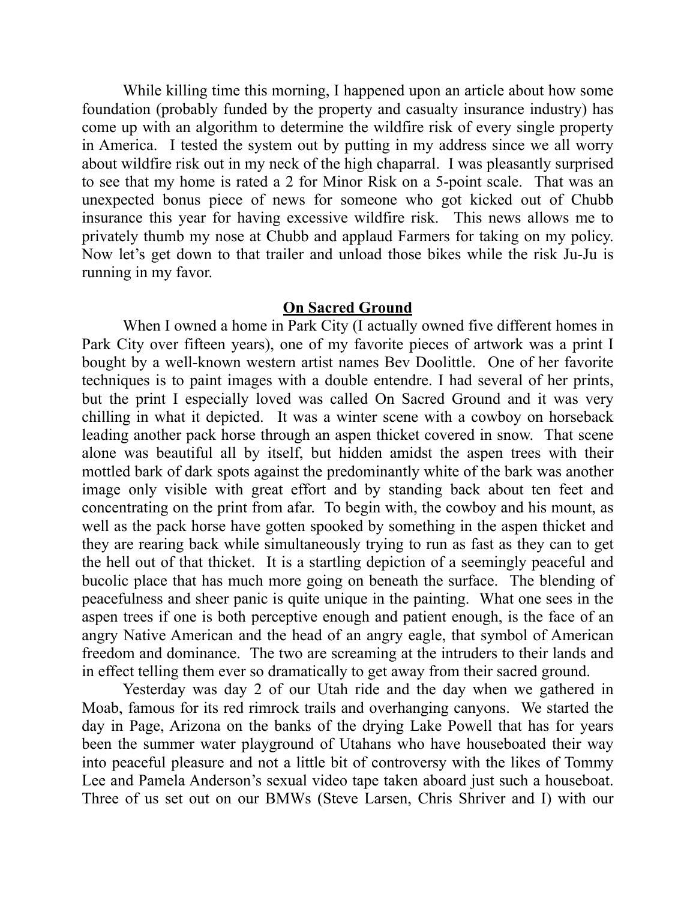While killing time this morning, I happened upon an article about how some foundation (probably funded by the property and casualty insurance industry) has come up with an algorithm to determine the wildfire risk of every single property in America. I tested the system out by putting in my address since we all worry about wildfire risk out in my neck of the high chaparral. I was pleasantly surprised to see that my home is rated a 2 for Minor Risk on a 5-point scale. That was an unexpected bonus piece of news for someone who got kicked out of Chubb insurance this year for having excessive wildfire risk. This news allows me to privately thumb my nose at Chubb and applaud Farmers for taking on my policy. Now let's get down to that trailer and unload those bikes while the risk Ju-Ju is running in my favor.

## **<u>On Sacred Ground</u>**

When I owned a home in Park City (I actually owned five different homes in Park City over fifteen years), one of my favorite pieces of artwork was a print I bought by a well-known western artist names Bev Doolittle. One of her favorite techniques is to paint images with a double entendre. I had several of her prints, but the print I especially loved was called On Sacred Ground and it was very chilling in what it depicted. It was a winter scene with a cowboy on horseback leading another pack horse through an aspen thicket covered in snow. That scene alone was beautiful all by itself, but hidden amidst the aspen trees with their mottled bark of dark spots against the predominantly white of the bark was another image only visible with great effort and by standing back about ten feet and concentrating on the print from afar. To begin with, the cowboy and his mount, as well as the pack horse have gotten spooked by something in the aspen thicket and they are rearing back while simultaneously trying to run as fast as they can to get the hell out of that thicket. It is a startling depiction of a seemingly peaceful and bucolic place that has much more going on beneath the surface. The blending of peacefulness and sheer panic is quite unique in the painting. What one sees in the aspen trees if one is both perceptive enough and patient enough, is the face of an angry Native American and the head of an angry eagle, that symbol of American freedom and dominance. The two are screaming at the intruders to their lands and in effect telling them ever so dramatically to get away from their sacred ground.

Yesterday was day 2 of our Utah ride and the day when we gathered in Moab, famous for its red rimrock trails and overhanging canyons. We started the day in Page, Arizona on the banks of the drying Lake Powell that has for years been the summer water playground of Utahans who have houseboated their way into peaceful pleasure and not a little bit of controversy with the likes of Tommy Lee and Pamela Anderson's sexual video tape taken aboard just such a houseboat. Three of us set out on our BMWs (Steve Larsen, Chris Shriver and I) with our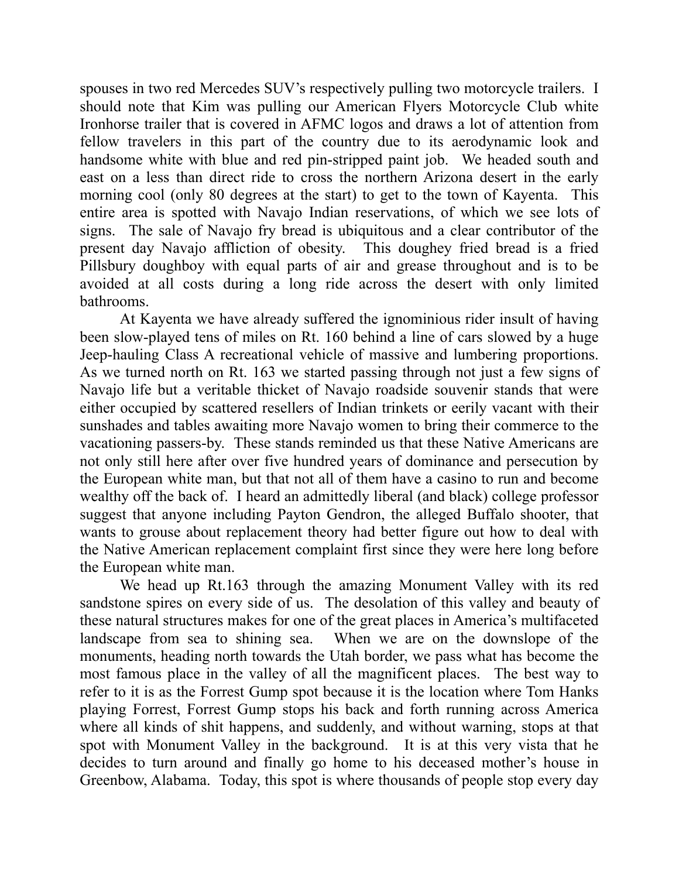spouses in two red Mercedes SUV's respectively pulling two motorcycle trailers. I should note that Kim was pulling our American Flyers Motorcycle Club white Ironhorse trailer that is covered in AFMC logos and draws a lot of attention from fellow travelers in this part of the country due to its aerodynamic look and handsome white with blue and red pin-stripped paint job. We headed south and east on a less than direct ride to cross the northern Arizona desert in the early morning cool (only 80 degrees at the start) to get to the town of Kayenta. This entire area is spotted with Navajo Indian reservations, of which we see lots of signs. The sale of Navajo fry bread is ubiquitous and a clear contributor of the present day Navajo affliction of obesity. This doughey fried bread is a fried Pillsbury doughboy with equal parts of air and grease throughout and is to be avoided at all costs during a long ride across the desert with only limited bathrooms.

At Kayenta we have already suffered the ignominious rider insult of having been slow-played tens of miles on Rt. 160 behind a line of cars slowed by a huge Jeep-hauling Class A recreational vehicle of massive and lumbering proportions. As we turned north on Rt. 163 we started passing through not just a few signs of Navajo life but a veritable thicket of Navajo roadside souvenir stands that were either occupied by scattered resellers of Indian trinkets or eerily vacant with their sunshades and tables awaiting more Navajo women to bring their commerce to the vacationing passers-by. These stands reminded us that these Native Americans are not only still here after over five hundred years of dominance and persecution by the European white man, but that not all of them have a casino to run and become wealthy off the back of. I heard an admittedly liberal (and black) college professor suggest that anyone including Payton Gendron, the alleged Buffalo shooter, that wants to grouse about replacement theory had better figure out how to deal with the Native American replacement complaint first since they were here long before the European white man.

We head up Rt.163 through the amazing Monument Valley with its red sandstone spires on every side of us. The desolation of this valley and beauty of these natural structures makes for one of the great places in America's multifaceted landscape from sea to shining sea. When we are on the downslope of the monuments, heading north towards the Utah border, we pass what has become the most famous place in the valley of all the magnificent places. The best way to refer to it is as the Forrest Gump spot because it is the location where Tom Hanks playing Forrest, Forrest Gump stops his back and forth running across America where all kinds of shit happens, and suddenly, and without warning, stops at that spot with Monument Valley in the background. It is at this very vista that he decides to turn around and finally go home to his deceased mother's house in Greenbow, Alabama. Today, this spot is where thousands of people stop every day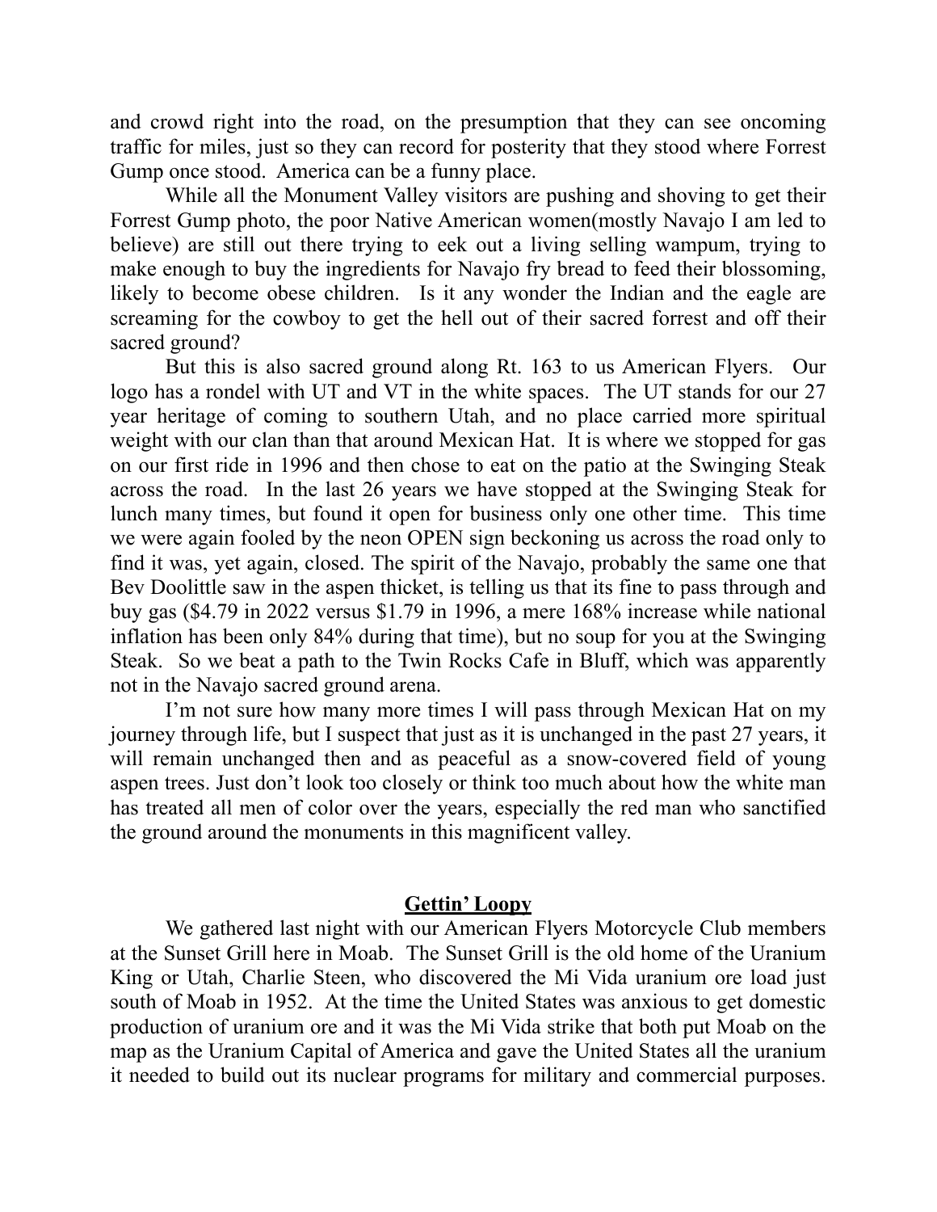and crowd right into the road, on the presumption that they can see oncoming traffic for miles, just so they can record for posterity that they stood where Forrest Gump once stood. America can be a funny place.

While all the Monument Valley visitors are pushing and shoving to get their Forrest Gump photo, the poor Native American women(mostly Navajo I am led to believe) are still out there trying to eek out a living selling wampum, trying to make enough to buy the ingredients for Navajo fry bread to feed their blossoming, likely to become obese children. Is it any wonder the Indian and the eagle are screaming for the cowboy to get the hell out of their sacred forrest and off their sacred ground?

But this is also sacred ground along Rt. 163 to us American Flyers. Our logo has a rondel with UT and VT in the white spaces. The UT stands for our 27 year heritage of coming to southern Utah, and no place carried more spiritual weight with our clan than that around Mexican Hat. It is where we stopped for gas on our first ride in 1996 and then chose to eat on the patio at the Swinging Steak across the road. In the last 26 years we have stopped at the Swinging Steak for lunch many times, but found it open for business only one other time. This time we were again fooled by the neon OPEN sign beckoning us across the road only to find it was, yet again, closed. The spirit of the Navajo, probably the same one that Bev Doolittle saw in the aspen thicket, is telling us that its fine to pass through and buy gas ($4.79 in 2022 versus $1.79 in 1996, a mere 168% increase while national inflation has been only 84% during that time), but no soup for you at the Swinging Steak. So we beat a path to the Twin Rocks Cafe in Bluff, which was apparently not in the Navajo sacred ground arena.

I'm not sure how many more times I will pass through Mexican Hat on my journey through life, but I suspect that just as it is unchanged in the past 27 years, it will remain unchanged then and as peaceful as a snow-covered field of young aspen trees. Just don't look too closely or think too much about how the white man has treated all men of color over the years, especially the red man who sanctified the ground around the monuments in this magnificent valley.

## **Gettin' Loopy**

We gathered last night with our American Flyers Motorcycle Club members at the Sunset Grill here in Moab. The Sunset Grill is the old home of the Uranium King or Utah, Charlie Steen, who discovered the Mi Vida uranium ore load just south of Moab in 1952. At the time the United States was anxious to get domestic production of uranium ore and it was the Mi Vida strike that both put Moab on the map as the Uranium Capital of America and gave the United States all the uranium it needed to build out its nuclear programs for military and commercial purposes.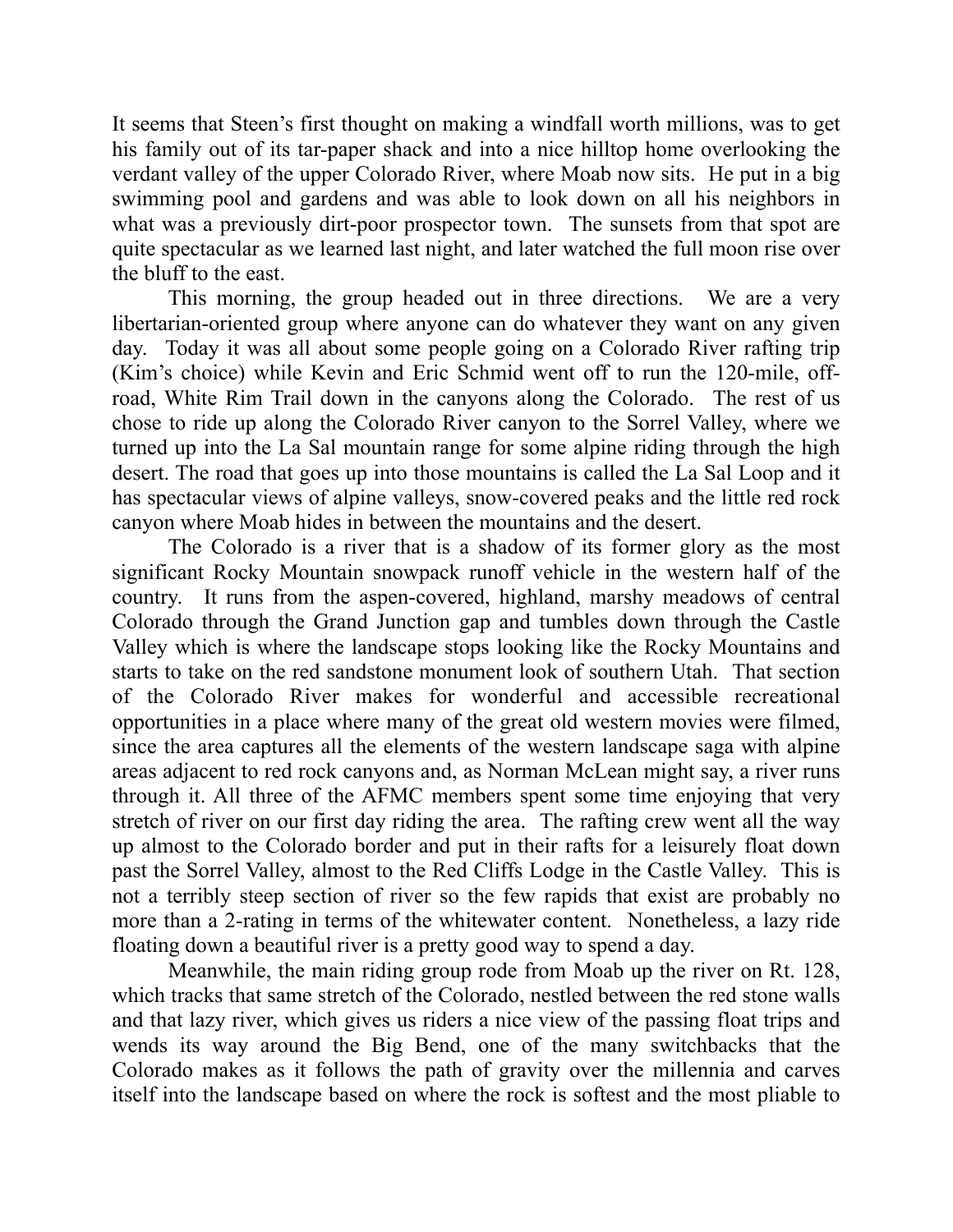It seems that Steen's first thought on making a windfall worth millions, was to get his family out of its tar-paper shack and into a nice hilltop home overlooking the verdant valley of the upper Colorado River, where Moab now sits. He put in a big swimming pool and gardens and was able to look down on all his neighbors in what was a previously dirt-poor prospector town. The sunsets from that spot are quite spectacular as we learned last night, and later watched the full moon rise over the bluff to the east.

This morning, the group headed out in three directions. We are a very libertarian-oriented group where anyone can do whatever they want on any given day. Today it was all about some people going on a Colorado River rafting trip (Kim's choice) while Kevin and Eric Schmid went off to run the 120-mile, off-road, White Rim Trail down in the canyons along the Colorado. The rest of us chose to ride up along the Colorado River canyon to the Sorrel Valley, where we turned up into the La Sal mountain range for some alpine riding through the high desert. The road that goes up into those mountains is called the La Sal Loop and it has spectacular views of alpine valleys, snow-covered peaks and the little red rock canyon where Moab hides in between the mountains and the desert.

The Colorado is a river that is a shadow of its former glory as the most significant Rocky Mountain snowpack runoff vehicle in the western half of the country. It runs from the aspen-covered, highland, marshy meadows of central Colorado through the Grand Junction gap and tumbles down through the Castle Valley which is where the landscape stops looking like the Rocky Mountains and starts to take on the red sandstone monument look of southern Utah. That section of the Colorado River makes for wonderful and accessible recreational opportunities in a place where many of the great old western movies were filmed, since the area captures all the elements of the western landscape saga with alpine areas adjacent to red rock canyons and, as Norman McLean might say, a river runs through it. All three of the AFMC members spent some time enjoying that very stretch of river on our first day riding the area. The rafting crew went all the way up almost to the Colorado border and put in their rafts for a leisurely float down past the Sorrel Valley, almost to the Red Cliffs Lodge in the Castle Valley. This is not a terribly steep section of river so the few rapids that exist are probably no more than a 2-rating in terms of the whitewater content. Nonetheless, a lazy ride floating down a beautiful river is a pretty good way to spend a day.

Meanwhile, the main riding group rode from Moab up the river on Rt. 128, which tracks that same stretch of the Colorado, nestled between the red stone walls and that lazy river, which gives us riders a nice view of the passing float trips and wends its way around the Big Bend, one of the many switchbacks that the Colorado makes as it follows the path of gravity over the millennia and carves itself into the landscape based on where the rock is softest and the most pliable to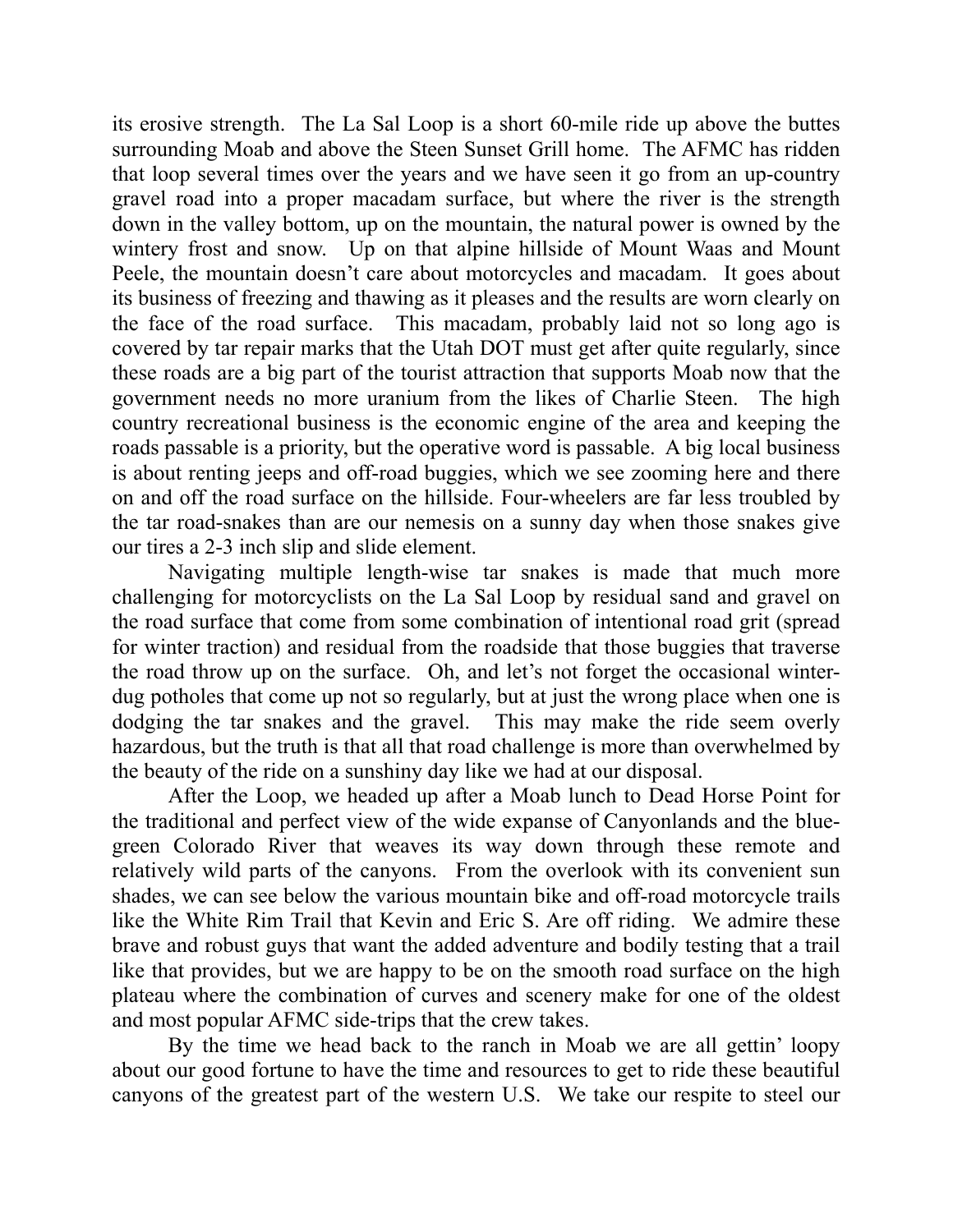its erosive strength. The La Sal Loop is a short 60-mile ride up above the buttes surrounding Moab and above the Steen Sunset Grill home. The AFMC has ridden that loop several times over the years and we have seen it go from an up-country gravel road into a proper macadam surface, but where the river is the strength down in the valley bottom, up on the mountain, the natural power is owned by the wintery frost and snow. Up on that alpine hillside of Mount Waas and Mount Peele, the mountain doesn't care about motorcycles and macadam. It goes about its business of freezing and thawing as it pleases and the results are worn clearly on the face of the road surface. This macadam, probably laid not so long ago is covered by tar repair marks that the Utah DOT must get after quite regularly, since these roads are a big part of the tourist attraction that supports Moab now that the government needs no more uranium from the likes of Charlie Steen. The high country recreational business is the economic engine of the area and keeping the roads passable is a priority, but the operative word is passable. A big local business is about renting jeeps and off-road buggies, which we see zooming here and there on and off the road surface on the hillside. Four-wheelers are far less troubled by the tar road-snakes than are our nemesis on a sunny day when those snakes give our tires a 2-3 inch slip and slide element.

Navigating multiple length-wise tar snakes is made that much more challenging for motorcyclists on the La Sal Loop by residual sand and gravel on the road surface that come from some combination of intentional road grit (spread for winter traction) and residual from the roadside that those buggies that traverse the road throw up on the surface. Oh, and let's not forget the occasional winter-dug potholes that come up not so regularly, but at just the wrong place when one is dodging the tar snakes and the gravel. This may make the ride seem overly hazardous, but the truth is that all that road challenge is more than overwhelmed by the beauty of the ride on a sunshiny day like we had at our disposal.

After the Loop, we headed up after a Moab lunch to Dead Horse Point for the traditional and perfect view of the wide expanse of Canyonlands and the blue-green Colorado River that weaves its way down through these remote and relatively wild parts of the canyons. From the overlook with its convenient sun shades, we can see below the various mountain bike and off-road motorcycle trails like the White Rim Trail that Kevin and Eric S. Are off riding. We admire these brave and robust guys that want the added adventure and bodily testing that a trail like that provides, but we are happy to be on the smooth road surface on the high plateau where the combination of curves and scenery make for one of the oldest and most popular AFMC side-trips that the crew takes.

By the time we head back to the ranch in Moab we are all gettin' loopy about our good fortune to have the time and resources to get to ride these beautiful canyons of the greatest part of the western U.S. We take our respite to steel our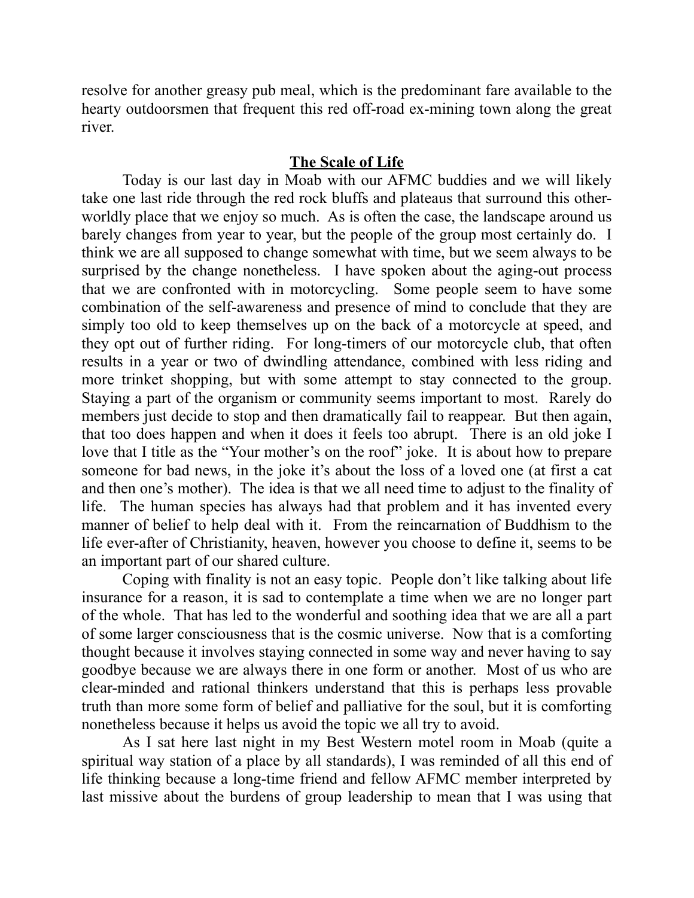resolve for another greasy pub meal, which is the predominant fare available to the hearty outdoorsmen that frequent this red off-road ex-mining town along the great river.

## The Scale of Life

Today is our last day in Moab with our AFMC buddies and we will likely take one last ride through the red rock bluffs and plateaus that surround this other-worldly place that we enjoy so much. As is often the case, the landscape around us barely changes from year to year, but the people of the group most certainly do. I think we are all supposed to change somewhat with time, but we seem always to be surprised by the change nonetheless. I have spoken about the aging-out process that we are confronted with in motorcycling. Some people seem to have some combination of the self-awareness and presence of mind to conclude that they are simply too old to keep themselves up on the back of a motorcycle at speed, and they opt out of further riding. For long-timers of our motorcycle club, that often results in a year or two of dwindling attendance, combined with less riding and more trinket shopping, but with some attempt to stay connected to the group. Staying a part of the organism or community seems important to most. Rarely do members just decide to stop and then dramatically fail to reappear. But then again, that too does happen and when it does it feels too abrupt. There is an old joke I love that I title as the "Your mother's on the roof" joke. It is about how to prepare someone for bad news, in the joke it's about the loss of a loved one (at first a cat and then one's mother). The idea is that we all need time to adjust to the finality of life. The human species has always had that problem and it has invented every manner of belief to help deal with it. From the reincarnation of Buddhism to the life ever-after of Christianity, heaven, however you choose to define it, seems to be an important part of our shared culture.

Coping with finality is not an easy topic. People don't like talking about life insurance for a reason, it is sad to contemplate a time when we are no longer part of the whole. That has led to the wonderful and soothing idea that we are all a part of some larger consciousness that is the cosmic universe. Now that is a comforting thought because it involves staying connected in some way and never having to say goodbye because we are always there in one form or another. Most of us who are clear-minded and rational thinkers understand that this is perhaps less provable truth than more some form of belief and palliative for the soul, but it is comforting nonetheless because it helps us avoid the topic we all try to avoid.

As I sat here last night in my Best Western motel room in Moab (quite a spiritual way station of a place by all standards), I was reminded of all this end of life thinking because a long-time friend and fellow AFMC member interpreted by last missive about the burdens of group leadership to mean that I was using that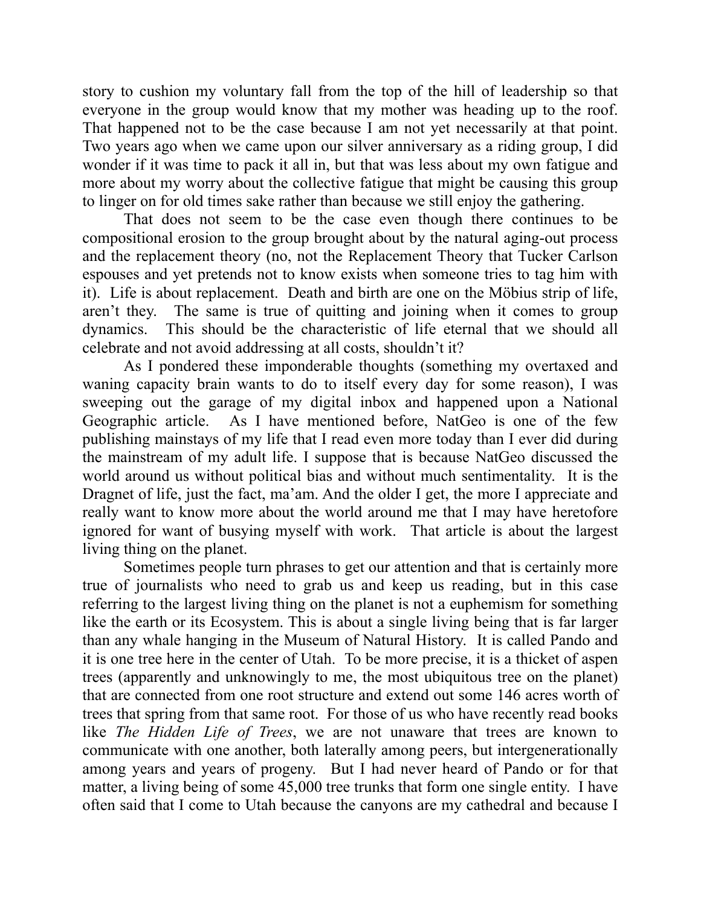story to cushion my voluntary fall from the top of the hill of leadership so that everyone in the group would know that my mother was heading up to the roof. That happened not to be the case because I am not yet necessarily at that point. Two years ago when we came upon our silver anniversary as a riding group, I did wonder if it was time to pack it all in, but that was less about my own fatigue and more about my worry about the collective fatigue that might be causing this group to linger on for old times sake rather than because we still enjoy the gathering.

That does not seem to be the case even though there continues to be compositional erosion to the group brought about by the natural aging-out process and the replacement theory (no, not the Replacement Theory that Tucker Carlson espouses and yet pretends not to know exists when someone tries to tag him with it). Life is about replacement. Death and birth are one on the Möbius strip of life, aren't they. The same is true of quitting and joining when it comes to group dynamics. This should be the characteristic of life eternal that we should all celebrate and not avoid addressing at all costs, shouldn't it?

As I pondered these imponderable thoughts (something my overtaxed and waning capacity brain wants to do to itself every day for some reason), I was sweeping out the garage of my digital inbox and happened upon a National Geographic article. As I have mentioned before, NatGeo is one of the few publishing mainstays of my life that I read even more today than I ever did during the mainstream of my adult life. I suppose that is because NatGeo discussed the world around us without political bias and without much sentimentality. It is the Dragnet of life, just the fact, ma'am. And the older I get, the more I appreciate and really want to know more about the world around me that I may have heretofore ignored for want of busying myself with work. That article is about the largest living thing on the planet.

Sometimes people turn phrases to get our attention and that is certainly more true of journalists who need to grab us and keep us reading, but in this case referring to the largest living thing on the planet is not a euphemism for something like the earth or its Ecosystem. This is about a single living being that is far larger than any whale hanging in the Museum of Natural History. It is called Pando and it is one tree here in the center of Utah. To be more precise, it is a thicket of aspen trees (apparently and unknowingly to me, the most ubiquitous tree on the planet) that are connected from one root structure and extend out some 146 acres worth of trees that spring from that same root. For those of us who have recently read books like *The Hidden Life of Trees*, we are not unaware that trees are known to communicate with one another, both laterally among peers, but intergenerationally among years and years of progeny. But I had never heard of Pando or for that matter, a living being of some 45,000 tree trunks that form one single entity. I have often said that I come to Utah because the canyons are my cathedral and because I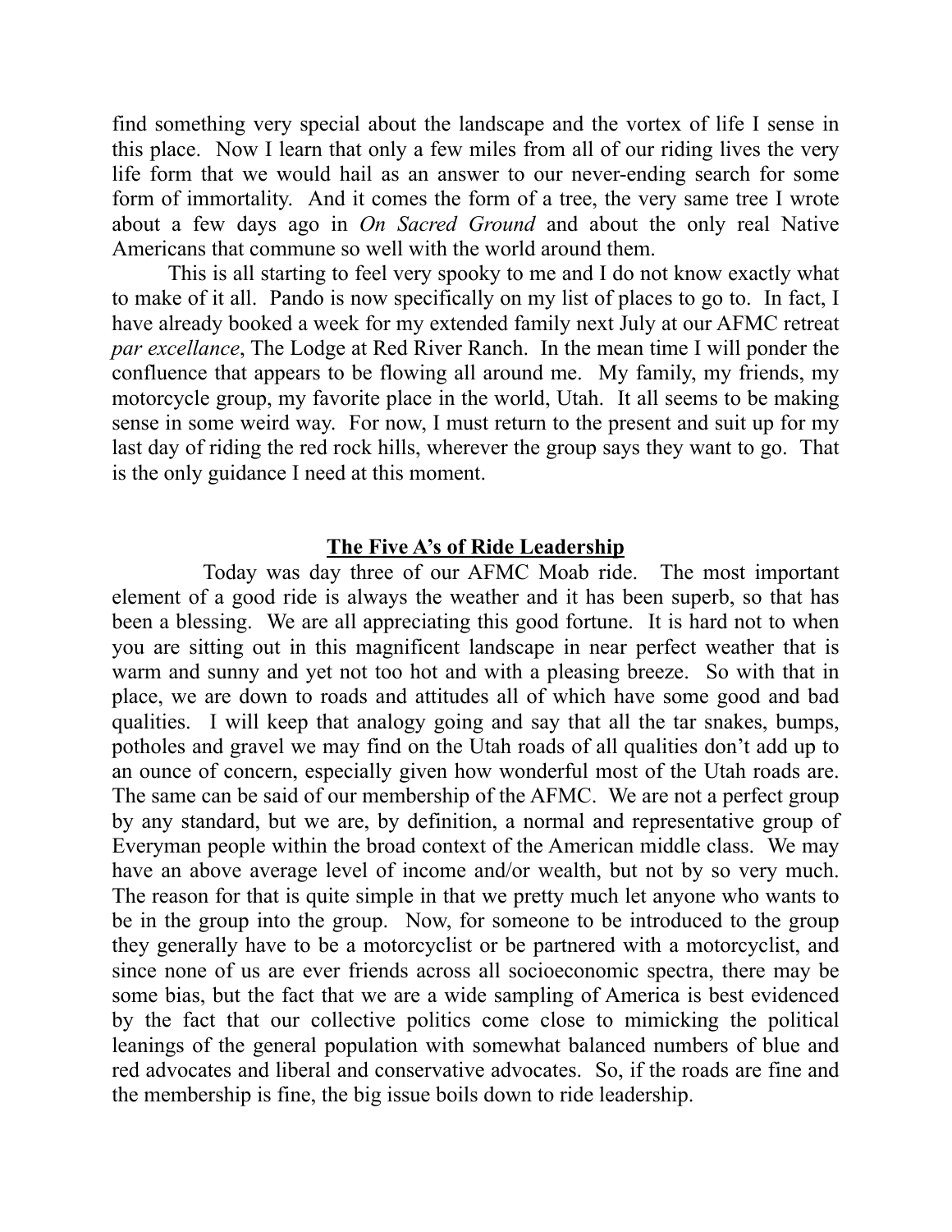find something very special about the landscape and the vortex of life I sense in this place. Now I learn that only a few miles from all of our riding lives the very life form that we would hail as an answer to our never-ending search for some form of immortality. And it comes the form of a tree, the very same tree I wrote about a few days ago in *On Sacred Ground* and about the only real Native Americans that commune so well with the world around them.

This is all starting to feel very spooky to me and I do not know exactly what to make of it all. Pando is now specifically on my list of places to go to. In fact, I have already booked a week for my extended family next July at our AFMC retreat *par excellance*, The Lodge at Red River Ranch. In the mean time I will ponder the confluence that appears to be flowing all around me. My family, my friends, my motorcycle group, my favorite place in the world, Utah. It all seems to be making sense in some weird way. For now, I must return to the present and suit up for my last day of riding the red rock hills, wherever the group says they want to go. That is the only guidance I need at this moment.

## <u>The Five A's of Ride Leadership</u>

Today was day three of our AFMC Moab ride. The most important element of a good ride is always the weather and it has been superb, so that has been a blessing. We are all appreciating this good fortune. It is hard not to when you are sitting out in this magnificent landscape in near perfect weather that is warm and sunny and yet not too hot and with a pleasing breeze. So with that in place, we are down to roads and attitudes all of which have some good and bad qualities. I will keep that analogy going and say that all the tar snakes, bumps, potholes and gravel we may find on the Utah roads of all qualities don't add up to an ounce of concern, especially given how wonderful most of the Utah roads are. The same can be said of our membership of the AFMC. We are not a perfect group by any standard, but we are, by definition, a normal and representative group of Everyman people within the broad context of the American middle class. We may have an above average level of income and/or wealth, but not by so very much. The reason for that is quite simple in that we pretty much let anyone who wants to be in the group into the group. Now, for someone to be introduced to the group they generally have to be a motorcyclist or be partnered with a motorcyclist, and since none of us are ever friends across all socioeconomic spectra, there may be some bias, but the fact that we are a wide sampling of America is best evidenced by the fact that our collective politics come close to mimicking the political leanings of the general population with somewhat balanced numbers of blue and red advocates and liberal and conservative advocates. So, if the roads are fine and the membership is fine, the big issue boils down to ride leadership.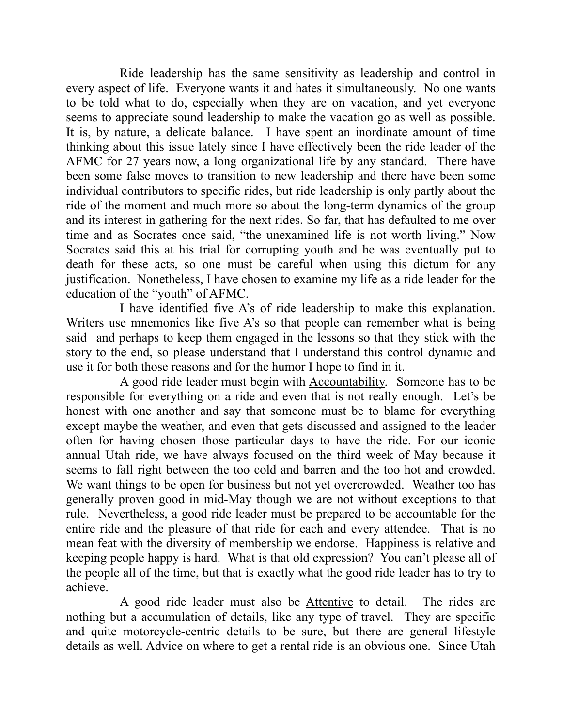Ride leadership has the same sensitivity as leadership and control in every aspect of life. Everyone wants it and hates it simultaneously. No one wants to be told what to do, especially when they are on vacation, and yet everyone seems to appreciate sound leadership to make the vacation go as well as possible. It is, by nature, a delicate balance. I have spent an inordinate amount of time thinking about this issue lately since I have effectively been the ride leader of the AFMC for 27 years now, a long organizational life by any standard. There have been some false moves to transition to new leadership and there have been some individual contributors to specific rides, but ride leadership is only partly about the ride of the moment and much more so about the long-term dynamics of the group and its interest in gathering for the next rides. So far, that has defaulted to me over time and as Socrates once said, "the unexamined life is not worth living." Now Socrates said this at his trial for corrupting youth and he was eventually put to death for these acts, so one must be careful when using this dictum for any justification. Nonetheless, I have chosen to examine my life as a ride leader for the education of the "youth" of AFMC.

I have identified five A's of ride leadership to make this explanation. Writers use mnemonics like five A's so that people can remember what is being said and perhaps to keep them engaged in the lessons so that they stick with the story to the end, so please understand that I understand this control dynamic and use it for both those reasons and for the humor I hope to find in it.

A good ride leader must begin with <u>Accountability</u>. Someone has to be responsible for everything on a ride and even that is not really enough. Let's be honest with one another and say that someone must be to blame for everything except maybe the weather, and even that gets discussed and assigned to the leader often for having chosen those particular days to have the ride. For our iconic annual Utah ride, we have always focused on the third week of May because it seems to fall right between the too cold and barren and the too hot and crowded. We want things to be open for business but not yet overcrowded. Weather too has generally proven good in mid-May though we are not without exceptions to that rule. Nevertheless, a good ride leader must be prepared to be accountable for the entire ride and the pleasure of that ride for each and every attendee. That is no mean feat with the diversity of membership we endorse. Happiness is relative and keeping people happy is hard. What is that old expression? You can't please all of the people all of the time, but that is exactly what the good ride leader has to try to achieve.

A good ride leader must also be <u>Attentive</u> to detail. The rides are nothing but a accumulation of details, like any type of travel. They are specific and quite motorcycle-centric details to be sure, but there are general lifestyle details as well. Advice on where to get a rental ride is an obvious one. Since Utah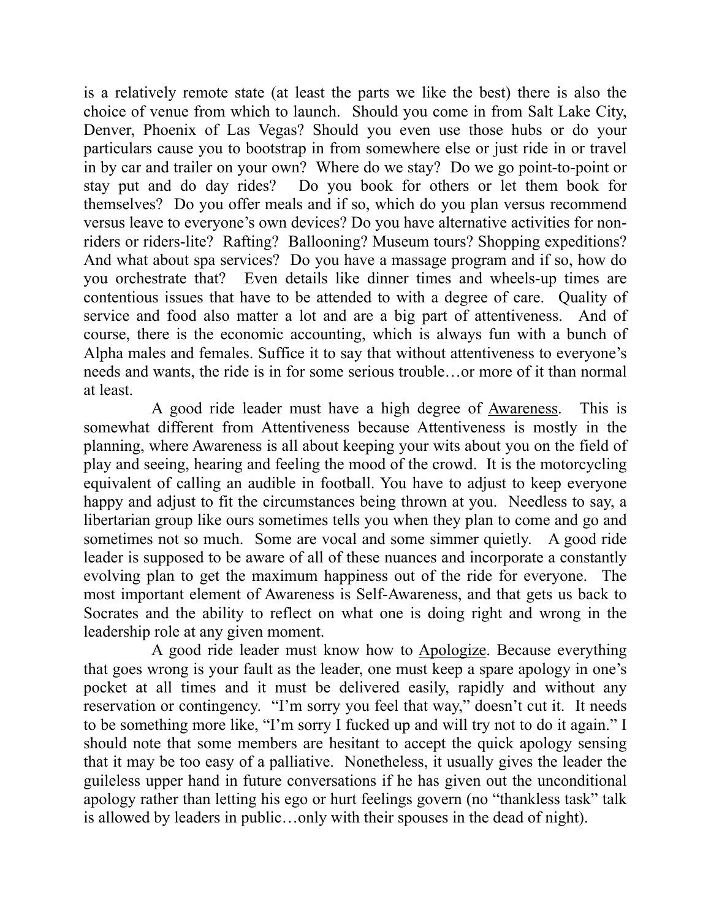is a relatively remote state (at least the parts we like the best) there is also the choice of venue from which to launch. Should you come in from Salt Lake City, Denver, Phoenix of Las Vegas? Should you even use those hubs or do your particulars cause you to bootstrap in from somewhere else or just ride in or travel in by car and trailer on your own? Where do we stay? Do we go point-to-point or stay put and do day rides? Do you book for others or let them book for themselves? Do you offer meals and if so, which do you plan versus recommend versus leave to everyone's own devices? Do you have alternative activities for non-riders or riders-lite? Rafting? Ballooning? Museum tours? Shopping expeditions? And what about spa services? Do you have a massage program and if so, how do you orchestrate that? Even details like dinner times and wheels-up times are contentious issues that have to be attended to with a degree of care. Quality of service and food also matter a lot and are a big part of attentiveness. And of course, there is the economic accounting, which is always fun with a bunch of Alpha males and females. Suffice it to say that without attentiveness to everyone's needs and wants, the ride is in for some serious trouble…or more of it than normal at least.

A good ride leader must have a high degree of <u>Awareness</u>. This is somewhat different from Attentiveness because Attentiveness is mostly in the planning, where Awareness is all about keeping your wits about you on the field of play and seeing, hearing and feeling the mood of the crowd. It is the motorcycling equivalent of calling an audible in football. You have to adjust to keep everyone happy and adjust to fit the circumstances being thrown at you. Needless to say, a libertarian group like ours sometimes tells you when they plan to come and go and sometimes not so much. Some are vocal and some simmer quietly. A good ride leader is supposed to be aware of all of these nuances and incorporate a constantly evolving plan to get the maximum happiness out of the ride for everyone. The most important element of Awareness is Self-Awareness, and that gets us back to Socrates and the ability to reflect on what one is doing right and wrong in the leadership role at any given moment.

A good ride leader must know how to <u>Apologize</u>. Because everything that goes wrong is your fault as the leader, one must keep a spare apology in one's pocket at all times and it must be delivered easily, rapidly and without any reservation or contingency. "I'm sorry you feel that way," doesn't cut it. It needs to be something more like, "I'm sorry I fucked up and will try not to do it again." I should note that some members are hesitant to accept the quick apology sensing that it may be too easy of a palliative. Nonetheless, it usually gives the leader the guileless upper hand in future conversations if he has given out the unconditional apology rather than letting his ego or hurt feelings govern (no "thankless task" talk is allowed by leaders in public…only with their spouses in the dead of night).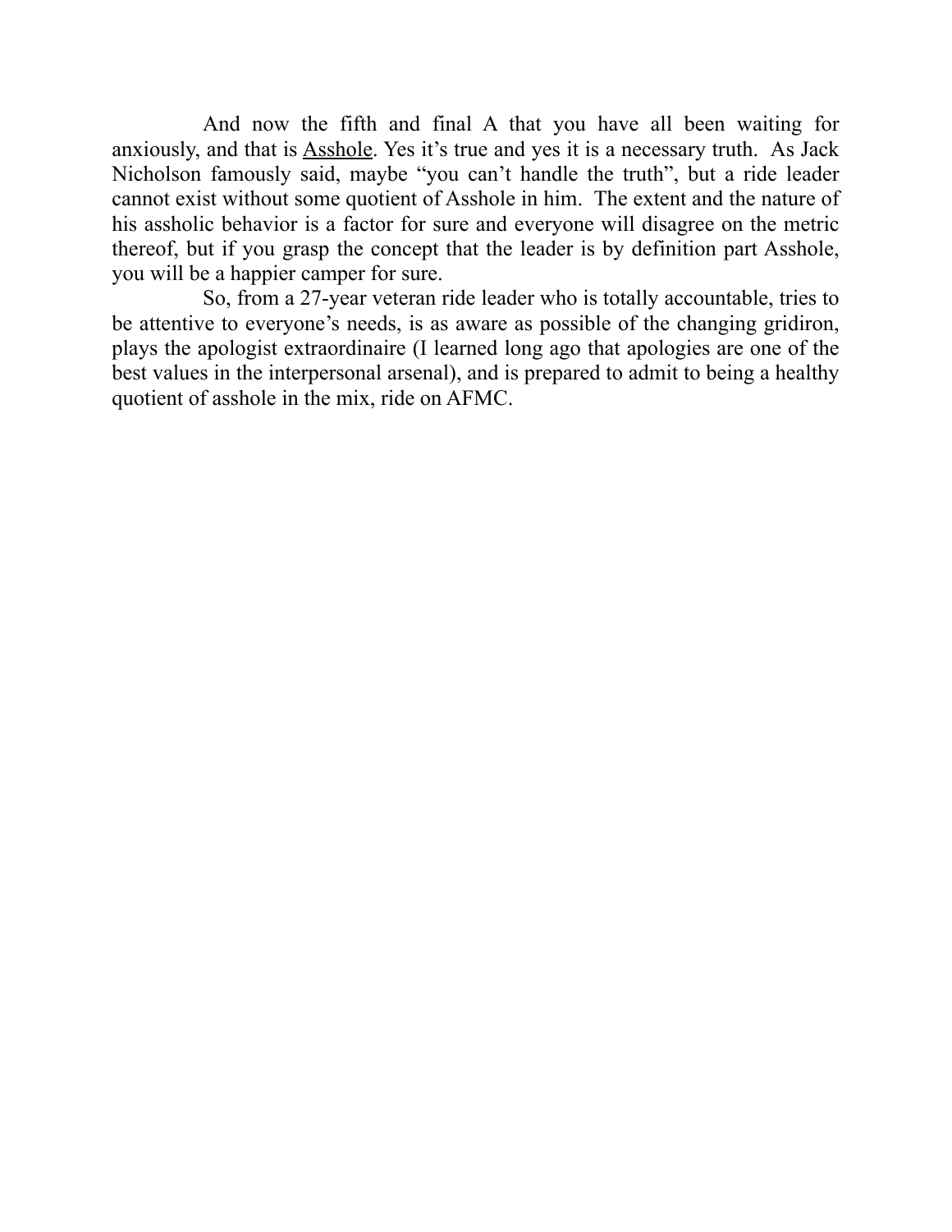And now the fifth and final A that you have all been waiting for anxiously, and that is <u>Asshole</u>. Yes it's true and yes it is a necessary truth. As Jack Nicholson famously said, maybe "you can't handle the truth", but a ride leader cannot exist without some quotient of Asshole in him. The extent and the nature of his assholic behavior is a factor for sure and everyone will disagree on the metric thereof, but if you grasp the concept that the leader is by definition part Asshole, you will be a happier camper for sure.

So, from a 27-year veteran ride leader who is totally accountable, tries to be attentive to everyone's needs, is as aware as possible of the changing gridiron, plays the apologist extraordinaire (I learned long ago that apologies are one of the best values in the interpersonal arsenal), and is prepared to admit to being a healthy quotient of asshole in the mix, ride on AFMC.